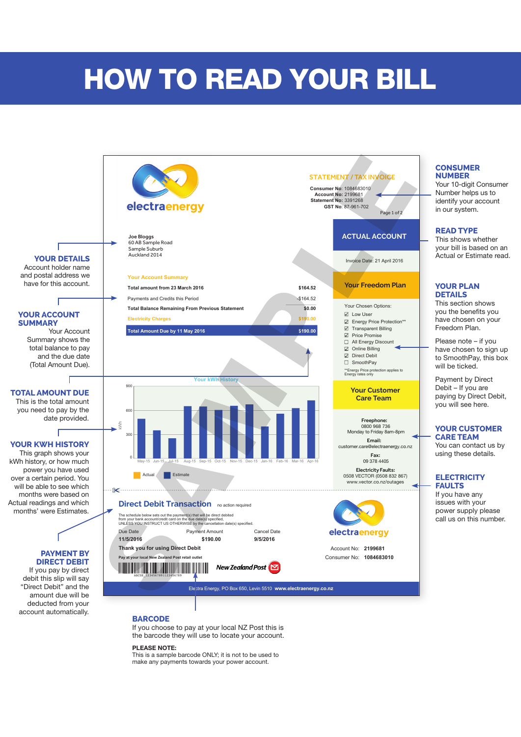# HOW TO READ YOUR BILL

electraenergy

**STATEMENT / TAX INVOICE**

**Consumer No:** 1084683010
**Account No:** 2199681
**Statement No:** 3391268
**GST No:** 87-961-702

Page 1 of 2

Joe Bloggs
60 AB Sample Road
Sample Suburb
Auckland 2014

**ACTUAL ACCOUNT**

Invoice Date: 21 April 2016

**Your Account Summary**

| | |
|---|---|
| Total amount from 23 March 2016 | $164.52 |
| Payments and Credits this Period | -$164.52 |
| Total Balance Remaining From Previous Statement | $0.00 |
| Electricity Charges | $190.00 |
| **Total Amount Due by 11 May 2016** | **$190.00** |

**Your Freedom Plan**

Your Chosen Options:

- ☑ Low User
- ☑ Energy Price Protection**
- ☑ Transparent Billing
- ☑ Price Promise
- ☐ All Energy Discount
- ☑ Online Billing
- ☑ Direct Debit
- ☐ SmoothPay

**Energy Price protection applies to Energy rates only

**Your kWh History**

Actual / Estimate

**Your Customer Care Team**

**Freephone:**
0800 968 736
Monday to Friday 8am-8pm

**Email:**
customer.care@electraenergy.co.nz

**Fax:**
09 378 4405

**Electricity Faults:**
0508 VECTOR (0508 832 867)
www.vector.co.nz/outages

**Direct Debit Transaction** no action required

The schedule below sets out the payment(s) that will be direct debited from your bank account/credit card on the due date(s) specified, UNLESS YOU INSTRUCT US OTHERWISE by the cancellation date(s) specified.

| Due Date | Payment Amount | Cancel Date |
|---|---|---|
| 11/5/2016 | $190.00 | 9/5/2016 |

**Thank you for using Direct Debit**

Pay at your local New Zealand Post retail outlet

New Zealand Post

Account No: **2199681**
Consumer No: **1084683010**

Electra Energy, PO Box 650, Levin 5510 **www.electraenergy.co.nz**

## CONSUMER NUMBER

Your 10-digit Consumer Number helps us to identify your account in our system.

## READ TYPE

This shows whether your bill is based on an Actual or Estimate read.

## YOUR PLAN DETAILS

This section shows you the benefits you have chosen on your Freedom Plan.

Please note – if you have chosen to sign up to SmoothPay, this box will be ticked.

Payment by Direct Debit – If you are paying by Direct Debit, you will see here.

## YOUR CUSTOMER CARE TEAM

You can contact us by using these details.

## ELECTRICITY FAULTS

If you have any issues with your power supply please call us on this number.

## YOUR DETAILS

Account holder name Account and postal address we have for this account.

## YOUR ACCOUNT SUMMARY

Your Account Summary shows the total balance to pay and the due date (Total Amount Due).

## TOTAL AMOUNT DUE

This is the total amount you need to pay by the date provided.

## YOUR KWH HISTORY

This graph shows your kWh history, or how much power you have used over a certain period. You will be able to see which months were based on Actual readings and which months' were Estimates.

## PAYMENT BY DIRECT DEBIT

If you pay by direct debit this slip will say "Direct Debit" and the amount due will be deducted from your account automatically.

## BARCODE

If you choose to pay at your local NZ Post this is the barcode they will use to locate your account.

**PLEASE NOTE:**
This is a sample barcode ONLY; it is not to be used to make any payments towards your power account.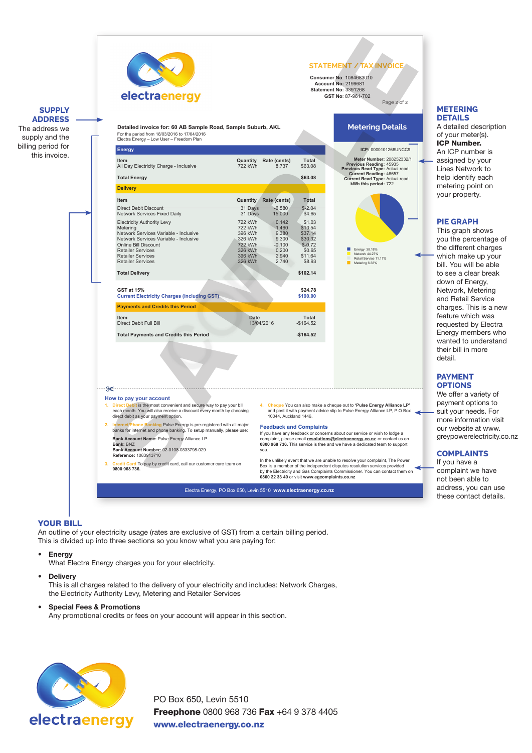## SUPPLY ADDRESS

The address we supply and the billing period for this invoice.

electraenergy

## STATEMENT / TAX INVOICE

**Consumer No**: 1084683010
**Account No**: 2199681
**Statement No**: 3391268
**GST No**: 87-961-702

Page 2 of 2

**Detailed invoice for: 60 AB Sample Road, Sample Suburb, AKL**
For the period from 18/03/2016 to 17/04/2016
Electra Energy – Low User – Freedom Plan

| Item | Quantity | Rate (cents) | Total |
|---|---|---|---|
| **Energy** | | | |
| All Day Electricity Charge - Inclusive | 722 kWh | 8.737 | $63.08 |
| **Total Energy** | | | **$63.08** |
| **Delivery** | | | |
| Direct Debit Discount | 31 Days | -6.580 | $-2.04 |
| Network Services Fixed Daily | 31 Days | 15.000 | $4.65 |
| Electricity Authority Levy | 722 kWh | 0.142 | $1.03 |
| Metering | 722 kWh | 1.460 | $10.54 |
| Network Services Variable - Inclusive | 396 kWh | 9.380 | $37.14 |
| Network Services Variable - Inclusive | 326 kWh | 9.300 | $30.32 |
| Online Bill Discount | 722 kWh | -0.100 | $-0.72 |
| Retailer Services | 326 kWh | 0.200 | $0.65 |
| Retailer Services | 396 kWh | 2.940 | $11.64 |
| Retailer Services | 326 kWh | 2.740 | $8.93 |
| **Total Delivery** | | | **$102.14** |
| **GST at 15%** | | | **$24.78** |
| **Current Electricity Charges (including GST)** | | | **$190.00** |

**Payments and Credits this Period**

| Item | Date | Total |
|---|---|---|
| Direct Debit Full Bill | 13/04/2016 | -$164.52 |
| **Total Payments and Credits this Period** | | **-$164.52** |

### Metering Details

**ICP**: 0000101268UNCC9
**Meter Number**: 208252332/1
**Previous Reading**: 45935
**Previous Read Type**: Actual read
**Current Reading**: 46657
**Current Read Type**: Actual read
**kWh this period**: 722

Energy 38.18%
Network 44.27%
Retail Service 11.17%
Metering 6.38%

### How to pay your account

1. **Direct Debit** is the most convenient and secure way to pay your bill each month. You will also receive a discount every month by choosing direct debit as your payment option.
2. **Internet/Phone Banking** Pulse Energy is pre-registered with all major banks for internet and phone banking. To setup manually, please use:
   **Bank Account Name:** Pulse Energy Alliance LP
   **Bank:** BNZ
   **Bank Account Number:** 02-0108-0333798-029
   **Reference:** 1083913710
3. **Credit Card** To pay by credit card, call our customer care team on **0800 968 736.**
4. **Cheque** You can also make a cheque out to **'Pulse Energy Alliance LP'** and post it with payment advice slip to Pulse Energy Alliance LP, P O Box 10044, Auckland 1446.

### Feedback and Complaints

If you have any feedback or concerns about our service or wish to lodge a complaint, please email **resolutions@electraenergy.co.nz** or contact us on **0800 968 736.** This service is free and we have a dedicated team to support you.

In the unlikely event that we are unable to resolve your complaint, The Power Box is a member of the independent disputes resolution services provided by the Electricity and Gas Complaints Commissioner. You can contact them on **0800 22 33 40** or visit **www.egcomplaints.co.nz**

Electra Energy, PO Box 650, Levin 5510 **www.electraenergy.co.nz**

## METERING DETAILS

A detailed description of your meter(s).

**ICP Number.**
An ICP number is assigned by your Lines Network to help identify each metering point on your property.

## PIE GRAPH

This graph shows you the percentage of the different charges which make up your bill. You will be able to see a clear break down of Energy, Network, Metering and Retail Service charges. This is a new feature which was requested by Electra Energy members who wanted to understand their bill in more detail.

## PAYMENT OPTIONS

We offer a variety of payment options to suit your needs. For more information visit our website at www.greypowerelectricity.co.nz

## COMPLAINTS

If you have a complaint we have not been able to address, you can use these contact details.

## YOUR BILL

An outline of your electricity usage (rates are exclusive of GST) from a certain billing period. This is divided up into three sections so you know what you are paying for:

- **Energy**
  What Electra Energy charges you for your electricity.
- **Delivery**
  This is all charges related to the delivery of your electricity and includes: Network Charges, the Electricity Authority Levy, Metering and Retailer Services
- **Special Fees & Promotions**
  Any promotional credits or fees on your account will appear in this section.

electraenergy

PO Box 650, Levin 5510
**Freephone** 0800 968 736 **Fax** +64 9 378 4405
**www.electraenergy.co.nz**